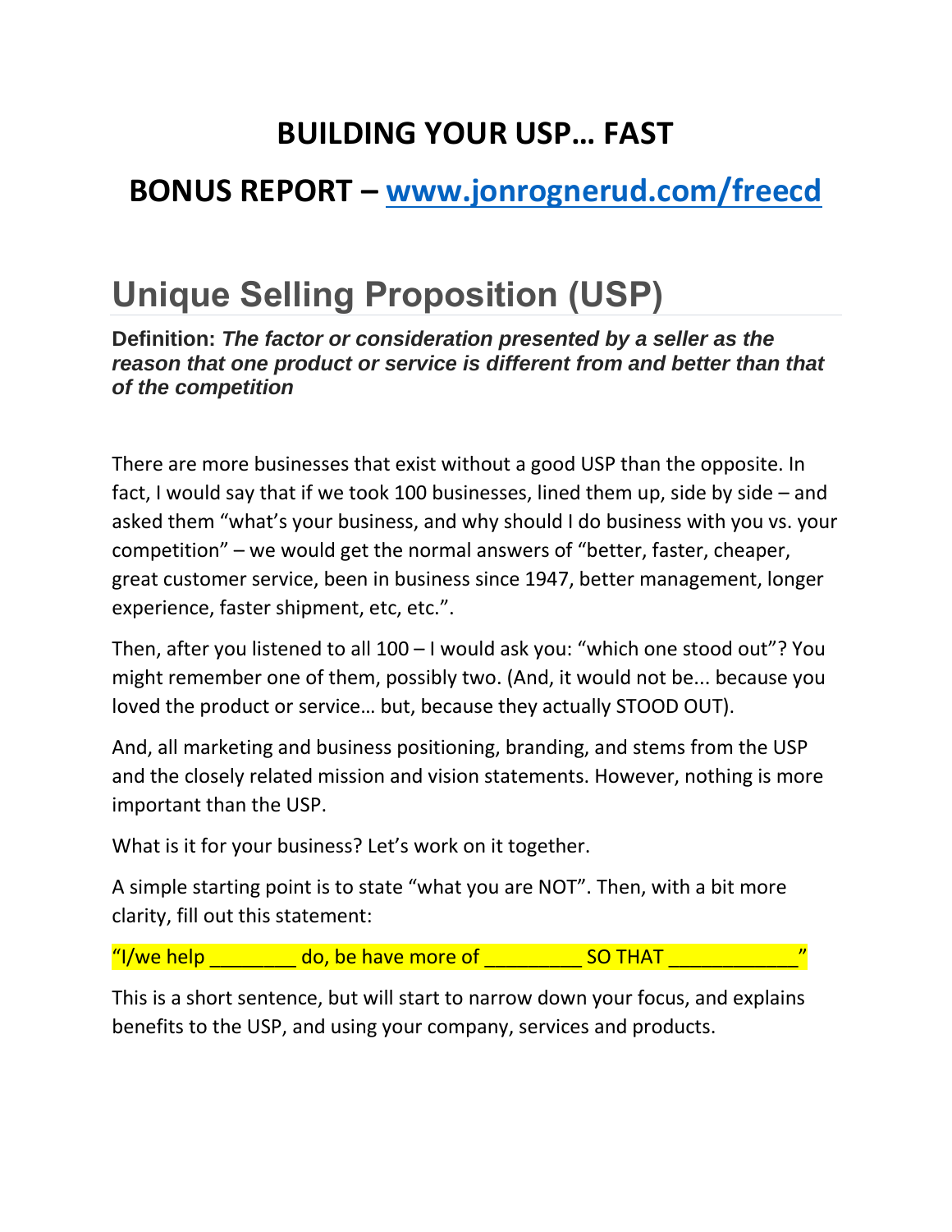# BUILDING YOUR USP… FAST

## BONUS REPORT – [www.jonrognerud.com/freecd](www.jonrognerud.com/freecd)

# Unique Selling Proposition (USP)

**Definition:** ***The factor or consideration presented by a seller as the reason that one product or service is different from and better than that of the competition***

There are more businesses that exist without a good USP than the opposite. In fact, I would say that if we took 100 businesses, lined them up, side by side – and asked them "what's your business, and why should I do business with you vs. your competition" – we would get the normal answers of "better, faster, cheaper, great customer service, been in business since 1947, better management, longer experience, faster shipment, etc, etc.".

Then, after you listened to all 100 – I would ask you: "which one stood out"? You might remember one of them, possibly two. (And, it would not be... because you loved the product or service… but, because they actually STOOD OUT).

And, all marketing and business positioning, branding, and stems from the USP and the closely related mission and vision statements. However, nothing is more important than the USP.

What is it for your business? Let's work on it together.

A simple starting point is to state "what you are NOT". Then, with a bit more clarity, fill out this statement:

"I/we help ________ do, be have more of _________ SO THAT ____________"

This is a short sentence, but will start to narrow down your focus, and explains benefits to the USP, and using your company, services and products.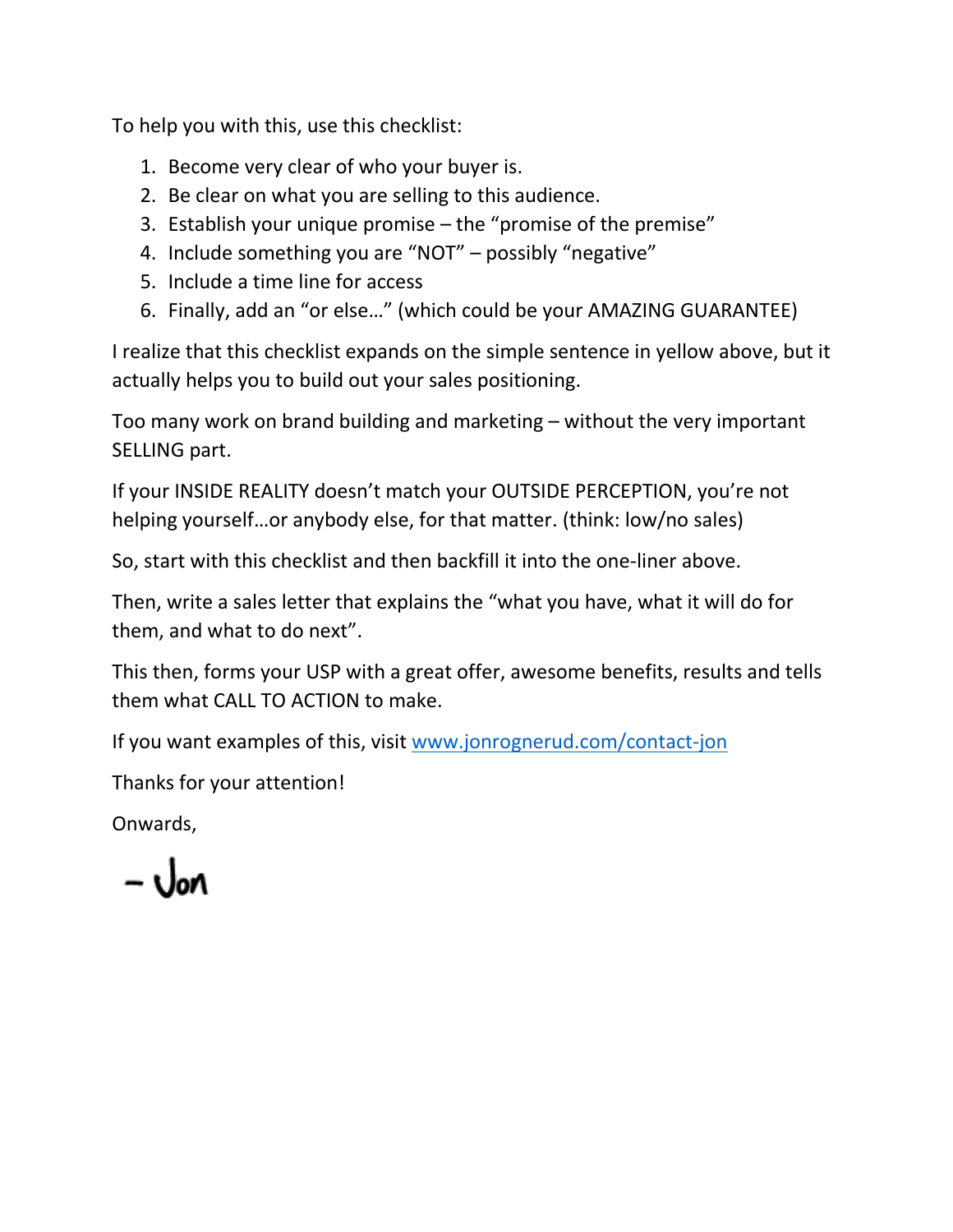To help you with this, use this checklist:

1. Become very clear of who your buyer is.
2. Be clear on what you are selling to this audience.
3. Establish your unique promise – the "promise of the premise"
4. Include something you are "NOT" – possibly "negative"
5. Include a time line for access
6. Finally, add an "or else…" (which could be your AMAZING GUARANTEE)

I realize that this checklist expands on the simple sentence in yellow above, but it actually helps you to build out your sales positioning.

Too many work on brand building and marketing – without the very important SELLING part.

If your INSIDE REALITY doesn't match your OUTSIDE PERCEPTION, you're not helping yourself…or anybody else, for that matter. (think: low/no sales)

So, start with this checklist and then backfill it into the one-liner above.

Then, write a sales letter that explains the "what you have, what it will do for them, and what to do next".

This then, forms your USP with a great offer, awesome benefits, results and tells them what CALL TO ACTION to make.

If you want examples of this, visit [www.jonrognerud.com/contact-jon](http://www.jonrognerud.com/contact-jon)

Thanks for your attention!

Onwards,

– Jon